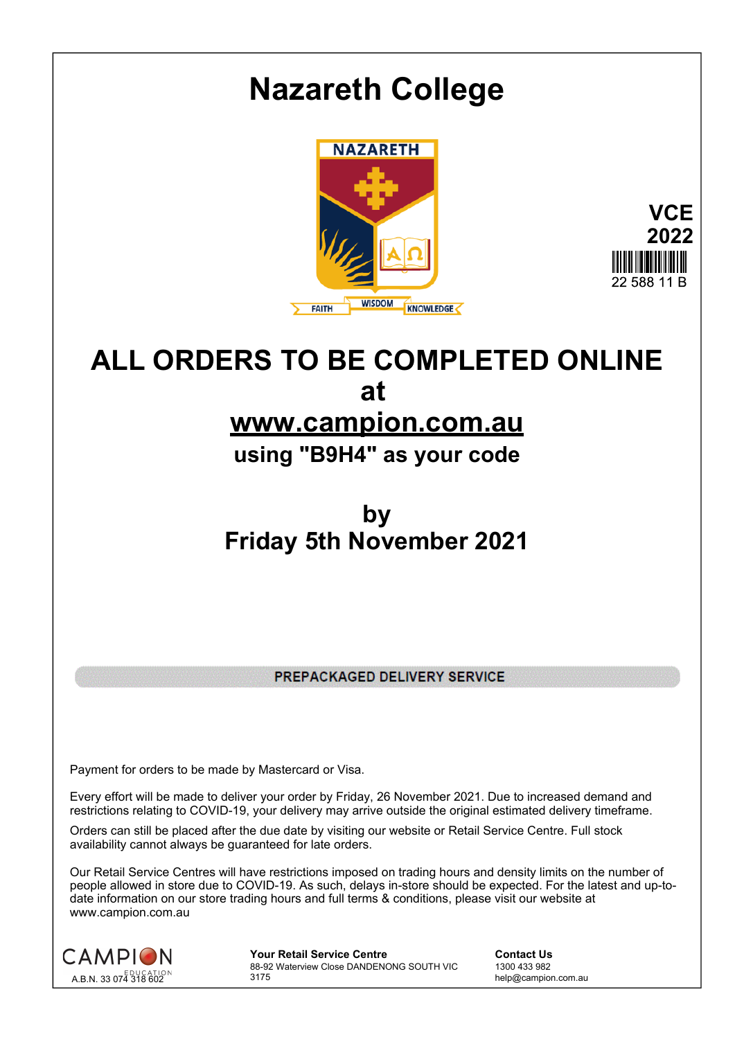# Nazareth College

NAZARETH

FAITH WISDOM KNOWLEDGE

**VCE 2022**

22 588 11 B

## ALL ORDERS TO BE COMPLETED ONLINE at www.campion.com.au

### using "B9H4" as your code

## by Friday 5th November 2021

**PREPACKAGED DELIVERY SERVICE**

Payment for orders to be made by Mastercard or Visa.

Every effort will be made to deliver your order by Friday, 26 November 2021. Due to increased demand and restrictions relating to COVID-19, your delivery may arrive outside the original estimated delivery timeframe.

Orders can still be placed after the due date by visiting our website or Retail Service Centre. Full stock availability cannot always be guaranteed for late orders.

Our Retail Service Centres will have restrictions imposed on trading hours and density limits on the number of people allowed in store due to COVID-19. As such, delays in-store should be expected. For the latest and up-to-date information on our store trading hours and full terms & conditions, please visit our website at www.campion.com.au

CAMPION EDUCATION
A.B.N. 33 074 318 602

**Your Retail Service Centre**
88-92 Waterview Close DANDENONG SOUTH VIC 3175

**Contact Us**
1300 433 982
help@campion.com.au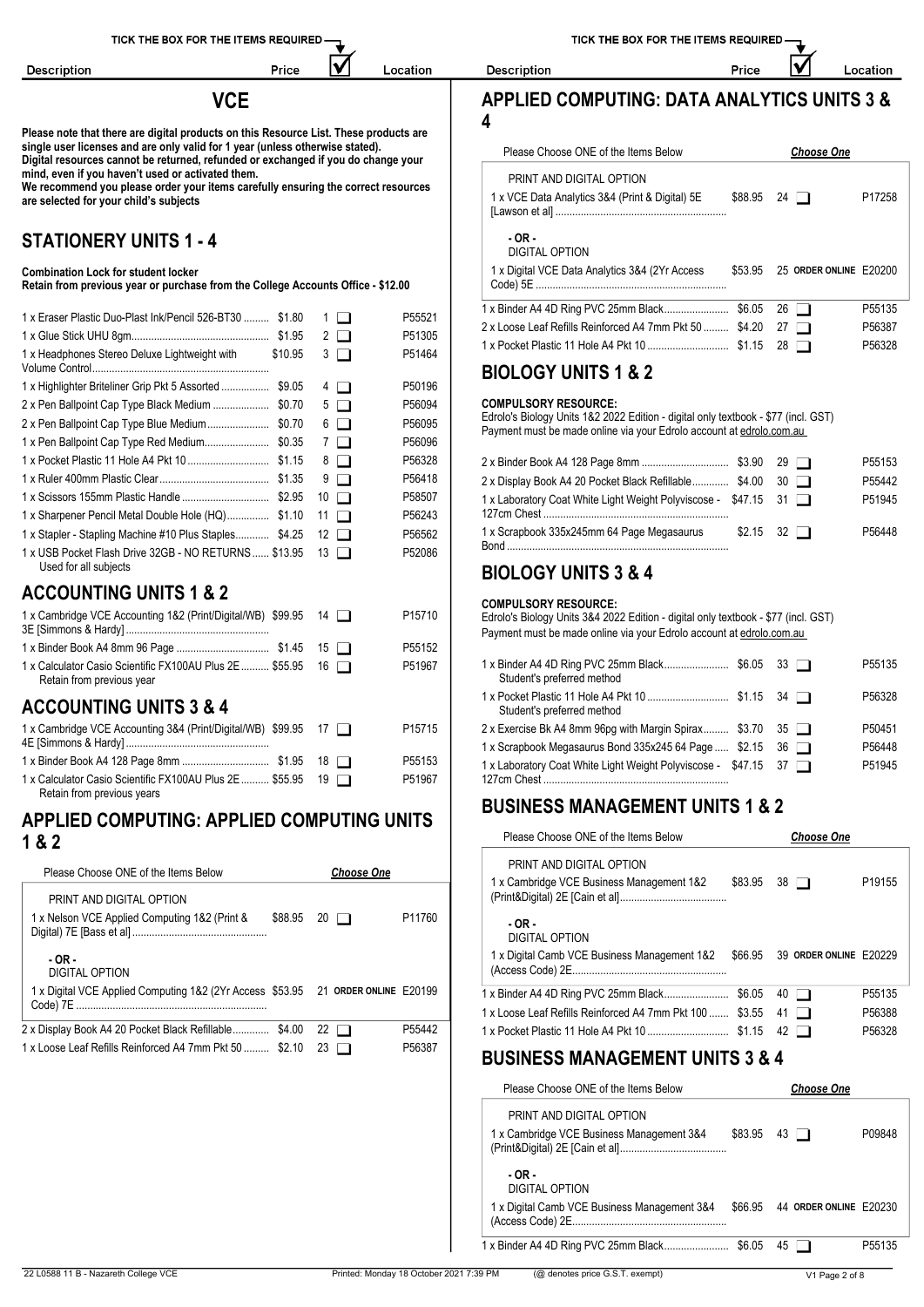# VCE

**Please note that there are digital products on this Resource List. These products are single user licenses and are only valid for 1 year (unless otherwise stated). Digital resources cannot be returned, refunded or exchanged if you do change your mind, even if you haven't used or activated them.**
**We recommend you please order your items carefully ensuring the correct resources are selected for your child's subjects**

## STATIONERY UNITS 1 - 4

**Combination Lock for student locker**
**Retain from previous year or purchase from the College Accounts Office - $12.00**

| Description | Price | ☑ | Location |
|---|---|---|---|
| 1 x Eraser Plastic Duo-Plast Ink/Pencil 526-BT30 | $1.80 | 1 ☐ | P55521 |
| 1 x Glue Stick UHU 8gm | $1.95 | 2 ☐ | P51305 |
| 1 x Headphones Stereo Deluxe Lightweight with Volume Control | $10.95 | 3 ☐ | P51464 |
| 1 x Highlighter Briteliner Grip Pkt 5 Assorted | $9.05 | 4 ☐ | P50196 |
| 2 x Pen Ballpoint Cap Type Black Medium | $0.70 | 5 ☐ | P56094 |
| 2 x Pen Ballpoint Cap Type Blue Medium | $0.70 | 6 ☐ | P56095 |
| 1 x Pen Ballpoint Cap Type Red Medium | $0.35 | 7 ☐ | P56096 |
| 1 x Pocket Plastic 11 Hole A4 Pkt 10 | $1.15 | 8 ☐ | P56328 |
| 1 x Ruler 400mm Plastic Clear | $1.35 | 9 ☐ | P56418 |
| 1 x Scissors 155mm Plastic Handle | $2.95 | 10 ☐ | P58507 |
| 1 x Sharpener Pencil Metal Double Hole (HQ) | $1.10 | 11 ☐ | P56243 |
| 1 x Stapler - Stapling Machine #10 Plus Staples | $4.25 | 12 ☐ | P56562 |
| 1 x USB Pocket Flash Drive 32GB - NO RETURNS<br>Used for all subjects | $13.95 | 13 ☐ | P52086 |

## ACCOUNTING UNITS 1 & 2

| Description | Price | ☑ | Location |
|---|---|---|---|
| 1 x Cambridge VCE Accounting 1&2 (Print/Digital/WB) 3E [Simmons & Hardy] | $99.95 | 14 ☐ | P15710 |
| 1 x Binder Book A4 8mm 96 Page | $1.45 | 15 ☐ | P55152 |
| 1 x Calculator Casio Scientific FX100AU Plus 2E<br>Retain from previous year | $55.95 | 16 ☐ | P51967 |

## ACCOUNTING UNITS 3 & 4

| Description | Price | ☑ | Location |
|---|---|---|---|
| 1 x Cambridge VCE Accounting 3&4 (Print/Digital/WB) 4E [Simmons & Hardy] | $99.95 | 17 ☐ | P15715 |
| 1 x Binder Book A4 128 Page 8mm | $1.95 | 18 ☐ | P55153 |
| 1 x Calculator Casio Scientific FX100AU Plus 2E<br>Retain from previous years | $55.95 | 19 ☐ | P51967 |

## APPLIED COMPUTING: APPLIED COMPUTING UNITS 1 & 2

Please Choose ONE of the Items Below — *Choose One*

| Description | Price | ☑ | Location |
|---|---|---|---|
| PRINT AND DIGITAL OPTION | | | |
| 1 x Nelson VCE Applied Computing 1&2 (Print & Digital) 7E [Bass et al] | $88.95 | 20 ☐ | P11760 |
| - OR - DIGITAL OPTION | | | |
| 1 x Digital VCE Applied Computing 1&2 (2Yr Access Code) 7E | $53.95 | 21 ORDER ONLINE | E20199 |
| 2 x Display Book A4 20 Pocket Black Refillable | $4.00 | 22 ☐ | P55442 |
| 1 x Loose Leaf Refills Reinforced A4 7mm Pkt 50 | $2.10 | 23 ☐ | P56387 |

## APPLIED COMPUTING: DATA ANALYTICS UNITS 3 & 4

Please Choose ONE of the Items Below — *Choose One*

| Description | Price | ☑ | Location |
|---|---|---|---|
| PRINT AND DIGITAL OPTION | | | |
| 1 x VCE Data Analytics 3&4 (Print & Digital) 5E [Lawson et al] | $88.95 | 24 ☐ | P17258 |
| - OR - DIGITAL OPTION | | | |
| 1 x Digital VCE Data Analytics 3&4 (2Yr Access Code) 5E | $53.95 | 25 ORDER ONLINE | E20200 |
| 1 x Binder A4 4D Ring PVC 25mm Black | $6.05 | 26 ☐ | P55135 |
| 2 x Loose Leaf Refills Reinforced A4 7mm Pkt 50 | $4.20 | 27 ☐ | P56387 |
| 1 x Pocket Plastic 11 Hole A4 Pkt 10 | $1.15 | 28 ☐ | P56328 |

## BIOLOGY UNITS 1 & 2

**COMPULSORY RESOURCE:**
Edrolo's Biology Units 1&2 2022 Edition - digital only textbook - $77 (incl. GST)
Payment must be made online via your Edrolo account at edrolo.com.au

| Description | Price | ☑ | Location |
|---|---|---|---|
| 2 x Binder Book A4 128 Page 8mm | $3.90 | 29 ☐ | P55153 |
| 2 x Display Book A4 20 Pocket Black Refillable | $4.00 | 30 ☐ | P55442 |
| 1 x Laboratory Coat White Light Weight Polyviscose - 127cm Chest | $47.15 | 31 ☐ | P51945 |
| 1 x Scrapbook 335x245mm 64 Page Megasaurus Bond | $2.15 | 32 ☐ | P56448 |

## BIOLOGY UNITS 3 & 4

**COMPULSORY RESOURCE:**
Edrolo's Biology Units 3&4 2022 Edition - digital only textbook - $77 (incl. GST)
Payment must be made online via your Edrolo account at edrolo.com.au

| Description | Price | ☑ | Location |
|---|---|---|---|
| 1 x Binder A4 4D Ring PVC 25mm Black<br>Student's preferred method | $6.05 | 33 ☐ | P55135 |
| 1 x Pocket Plastic 11 Hole A4 Pkt 10<br>Student's preferred method | $1.15 | 34 ☐ | P56328 |
| 2 x Exercise Bk A4 8mm 96pg with Margin Spirax | $3.70 | 35 ☐ | P50451 |
| 1 x Scrapbook Megasaurus Bond 335x245 64 Page | $2.15 | 36 ☐ | P56448 |
| 1 x Laboratory Coat White Light Weight Polyviscose - 127cm Chest | $47.15 | 37 ☐ | P51945 |

## BUSINESS MANAGEMENT UNITS 1 & 2

Please Choose ONE of the Items Below — *Choose One*

| Description | Price | ☑ | Location |
|---|---|---|---|
| PRINT AND DIGITAL OPTION | | | |
| 1 x Cambridge VCE Business Management 1&2 (Print&Digital) 2E [Cain et al] | $83.95 | 38 ☐ | P19155 |
| - OR - DIGITAL OPTION | | | |
| 1 x Digital Camb VCE Business Management 1&2 (Access Code) 2E | $66.95 | 39 ORDER ONLINE | E20229 |
| 1 x Binder A4 4D Ring PVC 25mm Black | $6.05 | 40 ☐ | P55135 |
| 1 x Loose Leaf Refills Reinforced A4 7mm Pkt 100 | $3.55 | 41 ☐ | P56388 |
| 1 x Pocket Plastic 11 Hole A4 Pkt 10 | $1.15 | 42 ☐ | P56328 |

## BUSINESS MANAGEMENT UNITS 3 & 4

Please Choose ONE of the Items Below — *Choose One*

| Description | Price | ☑ | Location |
|---|---|---|---|
| PRINT AND DIGITAL OPTION | | | |
| 1 x Cambridge VCE Business Management 3&4 (Print&Digital) 2E [Cain et al] | $83.95 | 43 ☐ | P09848 |
| - OR - DIGITAL OPTION | | | |
| 1 x Digital Camb VCE Business Management 3&4 (Access Code) 2E | $66.95 | 44 ORDER ONLINE | E20230 |
| 1 x Binder A4 4D Ring PVC 25mm Black | $6.05 | 45 ☐ | P55135 |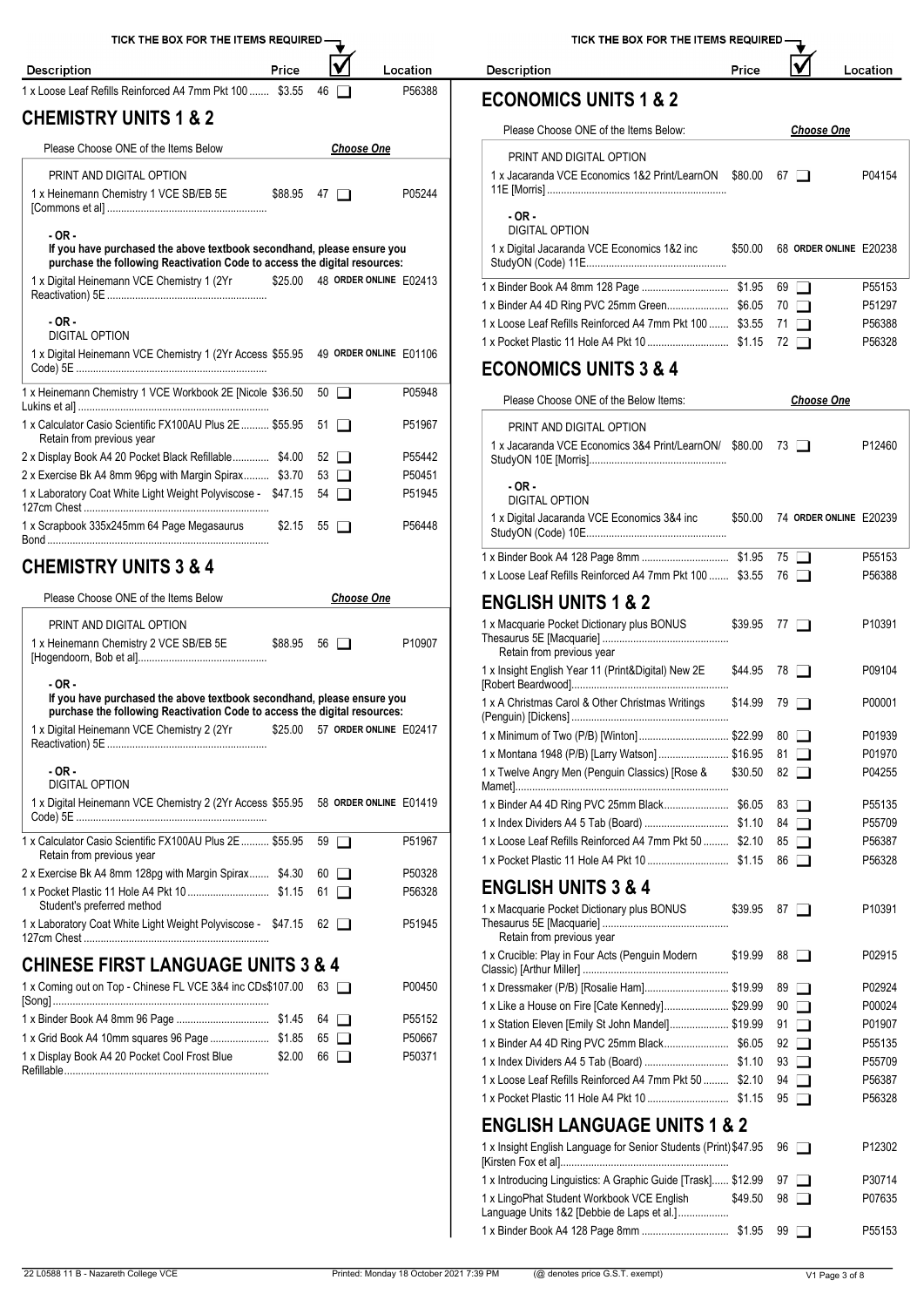TICK THE BOX FOR THE ITEMS REQUIRED

| Description | Price | ☑ | Location |
|---|---|---|---|
| 1 x Loose Leaf Refills Reinforced A4 7mm Pkt 100 | $3.55 | 46 ❑ | P56388 |

## CHEMISTRY UNITS 1 & 2

Please Choose ONE of the Items Below — *Choose One*

PRINT AND DIGITAL OPTION

| Description | Price | ☑ | Location |
|---|---|---|---|
| 1 x Heinemann Chemistry 1 VCE SB/EB 5E [Commons et al] | $88.95 | 47 ❑ | P05244 |

**- OR -**

**If you have purchased the above textbook secondhand, please ensure you purchase the following Reactivation Code to access the digital resources:**

| Description | Price | ☑ | Location |
|---|---|---|---|
| 1 x Digital Heinemann VCE Chemistry 1 (2Yr Reactivation) 5E | $25.00 | 48 ORDER ONLINE | E02413 |

**- OR -**

DIGITAL OPTION

| Description | Price | ☑ | Location |
|---|---|---|---|
| 1 x Digital Heinemann VCE Chemistry 1 (2Yr Access Code) 5E | $55.95 | 49 ORDER ONLINE | E01106 |

| Description | Price | ☑ | Location |
|---|---|---|---|
| 1 x Heinemann Chemistry 1 VCE Workbook 2E [Nicole Lukins et al] | $36.50 | 50 ❑ | P05948 |
| 1 x Calculator Casio Scientific FX100AU Plus 2E<br>Retain from previous year | $55.95 | 51 ❑ | P51967 |
| 2 x Display Book A4 20 Pocket Black Refillable | $4.00 | 52 ❑ | P55442 |
| 2 x Exercise Bk A4 8mm 96pg with Margin Spirax | $3.70 | 53 ❑ | P50451 |
| 1 x Laboratory Coat White Light Weight Polyviscose - 127cm Chest | $47.15 | 54 ❑ | P51945 |
| 1 x Scrapbook 335x245mm 64 Page Megasaurus Bond | $2.15 | 55 ❑ | P56448 |

## CHEMISTRY UNITS 3 & 4

Please Choose ONE of the Items Below — *Choose One*

PRINT AND DIGITAL OPTION

| Description | Price | ☑ | Location |
|---|---|---|---|
| 1 x Heinemann Chemistry 2 VCE SB/EB 5E [Hogendoorn, Bob et al] | $88.95 | 56 ❑ | P10907 |

**- OR -**

**If you have purchased the above textbook secondhand, please ensure you purchase the following Reactivation Code to access the digital resources:**

| Description | Price | ☑ | Location |
|---|---|---|---|
| 1 x Digital Heinemann VCE Chemistry 2 (2Yr Reactivation) 5E | $25.00 | 57 ORDER ONLINE | E02417 |

**- OR -**

DIGITAL OPTION

| Description | Price | ☑ | Location |
|---|---|---|---|
| 1 x Digital Heinemann VCE Chemistry 2 (2Yr Access Code) 5E | $55.95 | 58 ORDER ONLINE | E01419 |

| Description | Price | ☑ | Location |
|---|---|---|---|
| 1 x Calculator Casio Scientific FX100AU Plus 2E<br>Retain from previous year | $55.95 | 59 ❑ | P51967 |
| 2 x Exercise Bk A4 8mm 128pg with Margin Spirax | $4.30 | 60 ❑ | P50328 |
| 1 x Pocket Plastic 11 Hole A4 Pkt 10<br>Student's preferred method | $1.15 | 61 ❑ | P56328 |
| 1 x Laboratory Coat White Light Weight Polyviscose - 127cm Chest | $47.15 | 62 ❑ | P51945 |

## CHINESE FIRST LANGUAGE UNITS 3 & 4

| Description | Price | ☑ | Location |
|---|---|---|---|
| 1 x Coming out on Top - Chinese FL VCE 3&4 inc CDs [Song] | $107.00 | 63 ❑ | P00450 |
| 1 x Binder Book A4 8mm 96 Page | $1.45 | 64 ❑ | P55152 |
| 1 x Grid Book A4 10mm squares 96 Page | $1.85 | 65 ❑ | P50667 |
| 1 x Display Book A4 20 Pocket Cool Frost Blue Refillable | $2.00 | 66 ❑ | P50371 |

## ECONOMICS UNITS 1 & 2

Please Choose ONE of the Items Below: — *Choose One*

PRINT AND DIGITAL OPTION

| Description | Price | ☑ | Location |
|---|---|---|---|
| 1 x Jacaranda VCE Economics 1&2 Print/LearnON 11E [Morris] | $80.00 | 67 ❑ | P04154 |

**- OR -**

DIGITAL OPTION

| Description | Price | ☑ | Location |
|---|---|---|---|
| 1 x Digital Jacaranda VCE Economics 1&2 inc StudyON (Code) 11E | $50.00 | 68 ORDER ONLINE | E20238 |

| Description | Price | ☑ | Location |
|---|---|---|---|
| 1 x Binder Book A4 8mm 128 Page | $1.95 | 69 ❑ | P55153 |
| 1 x Binder A4 4D Ring PVC 25mm Green | $6.05 | 70 ❑ | P51297 |
| 1 x Loose Leaf Refills Reinforced A4 7mm Pkt 100 | $3.55 | 71 ❑ | P56388 |
| 1 x Pocket Plastic 11 Hole A4 Pkt 10 | $1.15 | 72 ❑ | P56328 |

## ECONOMICS UNITS 3 & 4

Please Choose ONE of the Below Items: — *Choose One*

PRINT AND DIGITAL OPTION

| Description | Price | ☑ | Location |
|---|---|---|---|
| 1 x Jacaranda VCE Economics 3&4 Print/LearnON/ StudyON 10E [Morris] | $80.00 | 73 ❑ | P12460 |

**- OR -**

DIGITAL OPTION

| Description | Price | ☑ | Location |
|---|---|---|---|
| 1 x Digital Jacaranda VCE Economics 3&4 inc StudyON (Code) 10E | $50.00 | 74 ORDER ONLINE | E20239 |

| Description | Price | ☑ | Location |
|---|---|---|---|
| 1 x Binder Book A4 128 Page 8mm | $1.95 | 75 ❑ | P55153 |
| 1 x Loose Leaf Refills Reinforced A4 7mm Pkt 100 | $3.55 | 76 ❑ | P56388 |

## ENGLISH UNITS 1 & 2

| Description | Price | ☑ | Location |
|---|---|---|---|
| 1 x Macquarie Pocket Dictionary plus BONUS Thesaurus 5E [Macquarie]<br>Retain from previous year | $39.95 | 77 ❑ | P10391 |
| 1 x Insight English Year 11 (Print&Digital) New 2E [Robert Beardwood] | $44.95 | 78 ❑ | P09104 |
| 1 x A Christmas Carol & Other Christmas Writings (Penguin) [Dickens] | $14.99 | 79 ❑ | P00001 |
| 1 x Minimum of Two (P/B) [Winton] | $22.99 | 80 ❑ | P01939 |
| 1 x Montana 1948 (P/B) [Larry Watson] | $16.95 | 81 ❑ | P01970 |
| 1 x Twelve Angry Men (Penguin Classics) [Rose & Mamet] | $30.50 | 82 ❑ | P04255 |
| 1 x Binder A4 4D Ring PVC 25mm Black | $6.05 | 83 ❑ | P55135 |
| 1 x Index Dividers A4 5 Tab (Board) | $1.10 | 84 ❑ | P55709 |
| 1 x Loose Leaf Refills Reinforced A4 7mm Pkt 50 | $2.10 | 85 ❑ | P56387 |
| 1 x Pocket Plastic 11 Hole A4 Pkt 10 | $1.15 | 86 ❑ | P56328 |

## ENGLISH UNITS 3 & 4

| Description | Price | ☑ | Location |
|---|---|---|---|
| 1 x Macquarie Pocket Dictionary plus BONUS Thesaurus 5E [Macquarie]<br>Retain from previous year | $39.95 | 87 ❑ | P10391 |
| 1 x Crucible: Play in Four Acts (Penguin Modern Classic) [Arthur Miller] | $19.99 | 88 ❑ | P02915 |
| 1 x Dressmaker (P/B) [Rosalie Ham] | $19.99 | 89 ❑ | P02924 |
| 1 x Like a House on Fire [Cate Kennedy] | $29.99 | 90 ❑ | P00024 |
| 1 x Station Eleven [Emily St John Mandel] | $19.99 | 91 ❑ | P01907 |
| 1 x Binder A4 4D Ring PVC 25mm Black | $6.05 | 92 ❑ | P55135 |
| 1 x Index Dividers A4 5 Tab (Board) | $1.10 | 93 ❑ | P55709 |
| 1 x Loose Leaf Refills Reinforced A4 7mm Pkt 50 | $2.10 | 94 ❑ | P56387 |
| 1 x Pocket Plastic 11 Hole A4 Pkt 10 | $1.15 | 95 ❑ | P56328 |

## ENGLISH LANGUAGE UNITS 1 & 2

| Description | Price | ☑ | Location |
|---|---|---|---|
| 1 x Insight English Language for Senior Students (Print) [Kirsten Fox et al] | $47.95 | 96 ❑ | P12302 |
| 1 x Introducing Linguistics: A Graphic Guide [Trask] | $12.99 | 97 ❑ | P30714 |
| 1 x LingoPhat Student Workbook VCE English Language Units 1&2 [Debbie de Laps et al.] | $49.50 | 98 ❑ | P07635 |
| 1 x Binder Book A4 128 Page 8mm | $1.95 | 99 ❑ | P55153 |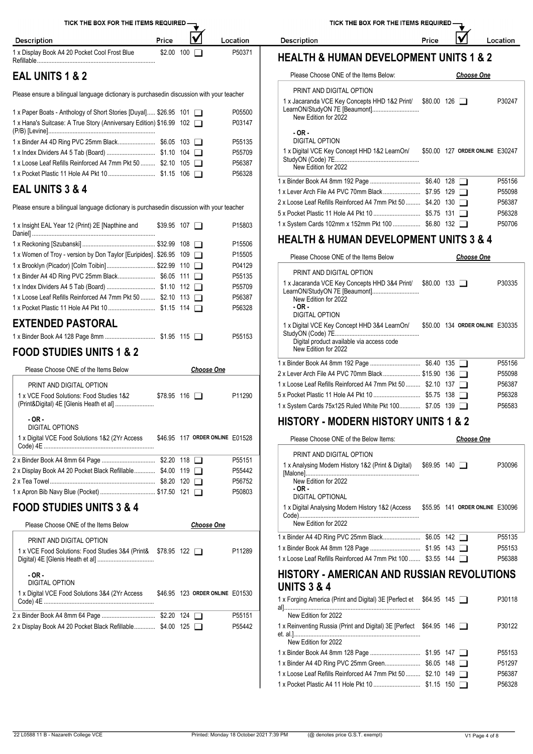TICK THE BOX FOR THE ITEMS REQUIRED

| Description | Price | ☑ | Location |
|---|---|---|---|
| 1 x Display Book A4 20 Pocket Cool Frost Blue Refillable | $2.00 | 100 ❑ | P50371 |

## EAL UNITS 1 & 2

Please ensure a bilingual language dictionary is purchasedin discussion with your teacher

| Description | Price | ☑ | Location |
|---|---|---|---|
| 1 x Paper Boats - Anthology of Short Stories [Duyal] | $26.95 | 101 ❑ | P05500 |
| 1 x Hana's Suitcase: A True Story (Anniversary Edition) (P/B) [Levine] | $16.99 | 102 ❑ | P03147 |
| 1 x Binder A4 4D Ring PVC 25mm Black | $6.05 | 103 ❑ | P55135 |
| 1 x Index Dividers A4 5 Tab (Board) | $1.10 | 104 ❑ | P55709 |
| 1 x Loose Leaf Refills Reinforced A4 7mm Pkt 50 | $2.10 | 105 ❑ | P56387 |
| 1 x Pocket Plastic 11 Hole A4 Pkt 10 | $1.15 | 106 ❑ | P56328 |

## EAL UNITS 3 & 4

Please ensure a bilingual language dictionary is purchasedin discussion with your teacher

| Description | Price | ☑ | Location |
|---|---|---|---|
| 1 x Insight EAL Year 12 (Print) 2E [Napthine and Daniel] | $39.95 | 107 ❑ | P15803 |
| 1 x Reckoning [Szubanski] | $32.99 | 108 ❑ | P15506 |
| 1 x Women of Troy - version by Don Taylor [Euripides] | $26.95 | 109 ❑ | P15505 |
| 1 x Brooklyn (Picador) [Colm Toibin] | $22.99 | 110 ❑ | P04129 |
| 1 x Binder A4 4D Ring PVC 25mm Black | $6.05 | 111 ❑ | P55135 |
| 1 x Index Dividers A4 5 Tab (Board) | $1.10 | 112 ❑ | P55709 |
| 1 x Loose Leaf Refills Reinforced A4 7mm Pkt 50 | $2.10 | 113 ❑ | P56387 |
| 1 x Pocket Plastic 11 Hole A4 Pkt 10 | $1.15 | 114 ❑ | P56328 |

## EXTENDED PASTORAL

| Description | Price | ☑ | Location |
|---|---|---|---|
| 1 x Binder Book A4 128 Page 8mm | $1.95 | 115 ❑ | P55153 |

## FOOD STUDIES UNITS 1 & 2

Please Choose ONE of the Items Below — *Choose One*

| Description | Price | ☑ | Location |
|---|---|---|---|
| PRINT AND DIGITAL OPTION | | | |
| 1 x VCE Food Solutions: Food Studies 1&2 (Print&Digital) 4E [Glenis Heath et al] | $78.95 | 116 ❑ | P11290 |
| - OR - DIGITAL OPTIONS | | | |
| 1 x Digital VCE Food Solutions 1&2 (2Yr Access Code) 4E | $46.95 | 117 ORDER ONLINE | E01528 |
| 2 x Binder Book A4 8mm 64 Page | $2.20 | 118 ❑ | P55151 |
| 2 x Display Book A4 20 Pocket Black Refillable | $4.00 | 119 ❑ | P55442 |
| 2 x Tea Towel | $8.20 | 120 ❑ | P56752 |
| 1 x Apron Bib Navy Blue (Pocket) | $17.50 | 121 ❑ | P50803 |

## FOOD STUDIES UNITS 3 & 4

Please Choose ONE of the Items Below — *Choose One*

| Description | Price | ☑ | Location |
|---|---|---|---|
| PRINT AND DIGITAL OPTION | | | |
| 1 x VCE Food Solutions: Food Studies 3&4 (Print& Digital) 4E [Glenis Heath et al] | $78.95 | 122 ❑ | P11289 |
| - OR - DIGITAL OPTION | | | |
| 1 x Digital VCE Food Solutions 3&4 (2Yr Access Code) 4E | $46.95 | 123 ORDER ONLINE | E01530 |
| 2 x Binder Book A4 8mm 64 Page | $2.20 | 124 ❑ | P55151 |
| 2 x Display Book A4 20 Pocket Black Refillable | $4.00 | 125 ❑ | P55442 |

## HEALTH & HUMAN DEVELOPMENT UNITS 1 & 2

Please Choose ONE of the Items Below: — *Choose One*

| Description | Price | ☑ | Location |
|---|---|---|---|
| PRINT AND DIGITAL OPTION | | | |
| 1 x Jacaranda VCE Key Concepts HHD 1&2 Print/ LearnON/StudyON 7E [Beaumont] New Edition for 2022 | $80.00 | 126 ❑ | P30247 |
| - OR - DIGITAL OPTION | | | |
| 1 x Digital VCE Key Concept HHD 1&2 LearnOn/ StudyON (Code) 7E New Edition for 2022 | $50.00 | 127 ORDER ONLINE | E30247 |
| 1 x Binder Book A4 8mm 192 Page | $6.40 | 128 ❑ | P55156 |
| 1 x Lever Arch File A4 PVC 70mm Black | $7.95 | 129 ❑ | P55098 |
| 2 x Loose Leaf Refills Reinforced A4 7mm Pkt 50 | $4.20 | 130 ❑ | P56387 |
| 5 x Pocket Plastic 11 Hole A4 Pkt 10 | $5.75 | 131 ❑ | P56328 |
| 1 x System Cards 102mm x 152mm Pkt 100 | $6.80 | 132 ❑ | P50706 |

## HEALTH & HUMAN DEVELOPMENT UNITS 3 & 4

Please Choose ONE of the Items Below — *Choose One*

| Description | Price | ☑ | Location |
|---|---|---|---|
| PRINT AND DIGITAL OPTION | | | |
| 1 x Jacaranda VCE Key Concepts HHD 3&4 Print/ LearnON/StudyON 7E [Beaumont] New Edition for 2022 | $80.00 | 133 ❑ | P30335 |
| - OR - DIGITAL OPTION | | | |
| 1 x Digital VCE Key Concept HHD 3&4 LearnOn/ StudyON (Code) 7E Digital product available via access code New Edition for 2022 | $50.00 | 134 ORDER ONLINE | E30335 |
| 1 x Binder Book A4 8mm 192 Page | $6.40 | 135 ❑ | P55156 |
| 2 x Lever Arch File A4 PVC 70mm Black | $15.90 | 136 ❑ | P55098 |
| 1 x Loose Leaf Refills Reinforced A4 7mm Pkt 50 | $2.10 | 137 ❑ | P56387 |
| 5 x Pocket Plastic 11 Hole A4 Pkt 10 | $5.75 | 138 ❑ | P56328 |
| 1 x System Cards 75x125 Ruled White Pkt 100 | $7.05 | 139 ❑ | P56583 |

## HISTORY - MODERN HISTORY UNITS 1 & 2

Please Choose ONE of the Below Items: — *Choose One*

| Description | Price | ☑ | Location |
|---|---|---|---|
| PRINT AND DIGITAL OPTION | | | |
| 1 x Analysing Modern History 1&2 (Print & Digital) [Malone] New Edition for 2022 | $69.95 | 140 ❑ | P30096 |
| - OR - DIGITAL OPTIONAL | | | |
| 1 x Digital Analysing Modern History 1&2 (Access Code) New Edition for 2022 | $55.95 | 141 ORDER ONLINE | E30096 |
| 1 x Binder A4 4D Ring PVC 25mm Black | $6.05 | 142 ❑ | P55135 |
| 1 x Binder Book A4 8mm 128 Page | $1.95 | 143 ❑ | P55153 |
| 1 x Loose Leaf Refills Reinforced A4 7mm Pkt 100 | $3.55 | 144 ❑ | P56388 |

## HISTORY - AMERICAN AND RUSSIAN REVOLUTIONS UNITS 3 & 4

| Description | Price | ☑ | Location |
|---|---|---|---|
| 1 x Forging America (Print and Digital) 3E [Perfect et al] New Edition for 2022 | $64.95 | 145 ❑ | P30118 |
| 1 x Reinventing Russia (Print and Digital) 3E [Perfect et. al.] New Edition for 2022 | $64.95 | 146 ❑ | P30122 |
| 1 x Binder Book A4 8mm 128 Page | $1.95 | 147 ❑ | P55153 |
| 1 x Binder A4 4D Ring PVC 25mm Green | $6.05 | 148 ❑ | P51297 |
| 1 x Loose Leaf Refills Reinforced A4 7mm Pkt 50 | $2.10 | 149 ❑ | P56387 |
| 1 x Pocket Plastic A4 11 Hole Pkt 10 | $1.15 | 150 ❑ | P56328 |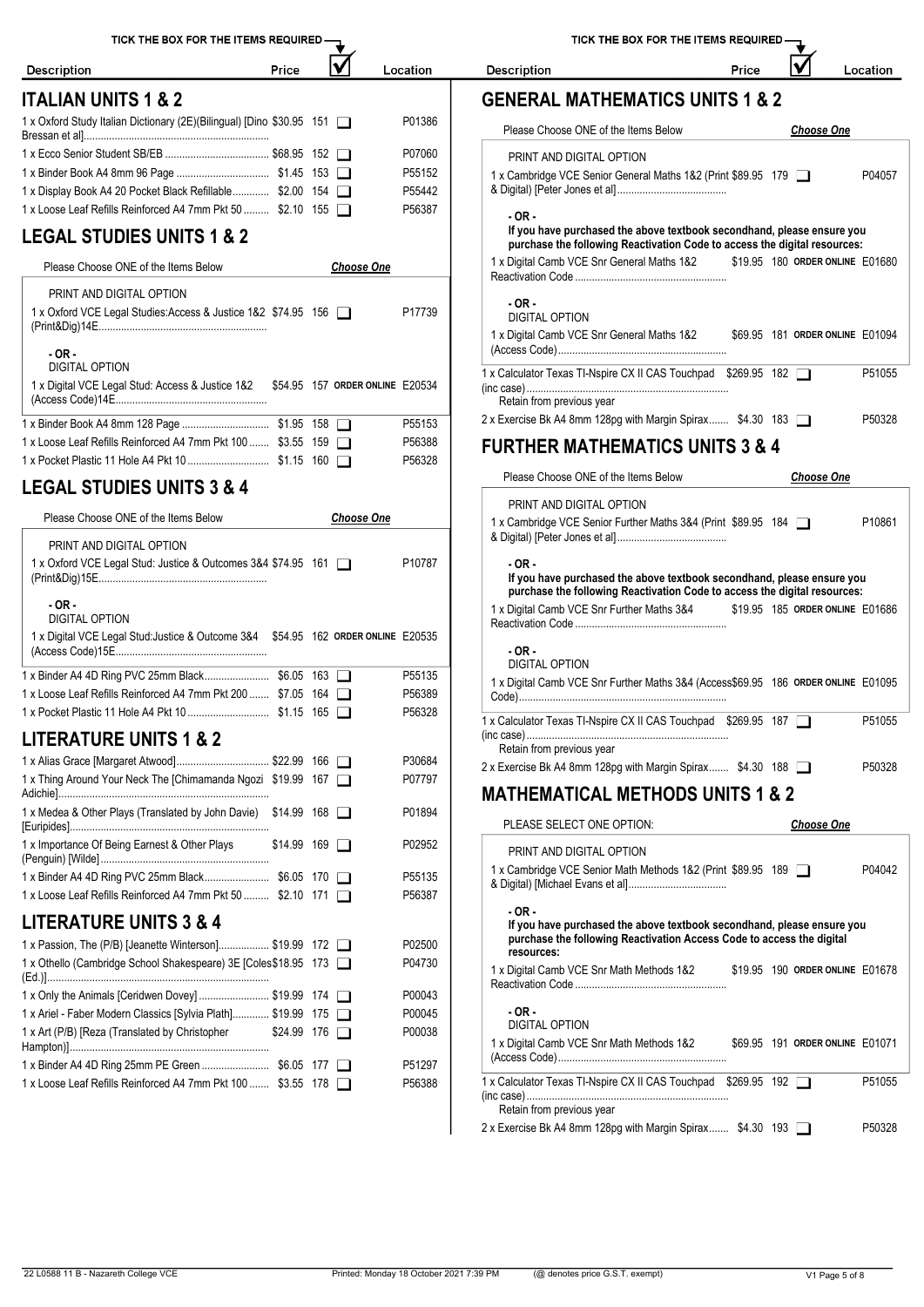## ITALIAN UNITS 1 & 2

| Description | Price | | Location |
|---|---|---|---|
| 1 x Oxford Study Italian Dictionary (2E)(Bilingual) [Dino Bressan et al] | $30.95 | 151 ☐ | P01386 |
| 1 x Ecco Senior Student SB/EB | $68.95 | 152 ☐ | P07060 |
| 1 x Binder Book A4 8mm 96 Page | $1.45 | 153 ☐ | P55152 |
| 1 x Display Book A4 20 Pocket Black Refillable | $2.00 | 154 ☐ | P55442 |
| 1 x Loose Leaf Refills Reinforced A4 7mm Pkt 50 | $2.10 | 155 ☐ | P56387 |

## LEGAL STUDIES UNITS 1 & 2

Please Choose ONE of the Items Below — *Choose One*

PRINT AND DIGITAL OPTION

| Description | Price | | Location |
|---|---|---|---|
| 1 x Oxford VCE Legal Studies:Access & Justice 1&2 (Print&Dig)14E | $74.95 | 156 ☐ | P17739 |

- OR -

DIGITAL OPTION

| Description | Price | | Location |
|---|---|---|---|
| 1 x Digital VCE Legal Stud: Access & Justice 1&2 (Access Code)14E | $54.95 | 157 ORDER ONLINE | E20534 |
| 1 x Binder Book A4 8mm 128 Page | $1.95 | 158 ☐ | P55153 |
| 1 x Loose Leaf Refills Reinforced A4 7mm Pkt 100 | $3.55 | 159 ☐ | P56388 |
| 1 x Pocket Plastic 11 Hole A4 Pkt 10 | $1.15 | 160 ☐ | P56328 |

## LEGAL STUDIES UNITS 3 & 4

Please Choose ONE of the Items Below — *Choose One*

PRINT AND DIGITAL OPTION

| Description | Price | | Location |
|---|---|---|---|
| 1 x Oxford VCE Legal Stud: Justice & Outcomes 3&4 (Print&Dig)15E | $74.95 | 161 ☐ | P10787 |

- OR -

DIGITAL OPTION

| Description | Price | | Location |
|---|---|---|---|
| 1 x Digital VCE Legal Stud:Justice & Outcome 3&4 (Access Code)15E | $54.95 | 162 ORDER ONLINE | E20535 |
| 1 x Binder A4 4D Ring PVC 25mm Black | $6.05 | 163 ☐ | P55135 |
| 1 x Loose Leaf Refills Reinforced A4 7mm Pkt 200 | $7.05 | 164 ☐ | P56389 |
| 1 x Pocket Plastic 11 Hole A4 Pkt 10 | $1.15 | 165 ☐ | P56328 |

## LITERATURE UNITS 1 & 2

| Description | Price | | Location |
|---|---|---|---|
| 1 x Alias Grace [Margaret Atwood] | $22.99 | 166 ☐ | P30684 |
| 1 x Thing Around Your Neck The [Chimamanda Ngozi Adichie] | $19.99 | 167 ☐ | P07797 |
| 1 x Medea & Other Plays (Translated by John Davie) [Euripides] | $14.99 | 168 ☐ | P01894 |
| 1 x Importance Of Being Earnest & Other Plays (Penguin) [Wilde] | $14.99 | 169 ☐ | P02952 |
| 1 x Binder A4 4D Ring PVC 25mm Black | $6.05 | 170 ☐ | P55135 |
| 1 x Loose Leaf Refills Reinforced A4 7mm Pkt 50 | $2.10 | 171 ☐ | P56387 |

## LITERATURE UNITS 3 & 4

| Description | Price | | Location |
|---|---|---|---|
| 1 x Passion, The (P/B) [Jeanette Winterson] | $19.99 | 172 ☐ | P02500 |
| 1 x Othello (Cambridge School Shakespeare) 3E [Coles (Ed.)] | $18.95 | 173 ☐ | P04730 |
| 1 x Only the Animals [Ceridwen Dovey] | $19.99 | 174 ☐ | P00043 |
| 1 x Ariel - Faber Modern Classics [Sylvia Plath] | $19.99 | 175 ☐ | P00045 |
| 1 x Art (P/B) [Reza (Translated by Christopher Hampton)] | $24.99 | 176 ☐ | P00038 |
| 1 x Binder A4 4D Ring 25mm PE Green | $6.05 | 177 ☐ | P51297 |
| 1 x Loose Leaf Refills Reinforced A4 7mm Pkt 100 | $3.55 | 178 ☐ | P56388 |

## GENERAL MATHEMATICS UNITS 1 & 2

Please Choose ONE of the Items Below — *Choose One*

PRINT AND DIGITAL OPTION

| Description | Price | | Location |
|---|---|---|---|
| 1 x Cambridge VCE Senior General Maths 1&2 (Print & Digital) [Peter Jones et al] | $89.95 | 179 ☐ | P04057 |

- OR -

**If you have purchased the above textbook secondhand, please ensure you purchase the following Reactivation Code to access the digital resources:**

| Description | Price | | Location |
|---|---|---|---|
| 1 x Digital Camb VCE Snr General Maths 1&2 Reactivation Code | $19.95 | 180 ORDER ONLINE | E01680 |

- OR -

DIGITAL OPTION

| Description | Price | | Location |
|---|---|---|---|
| 1 x Digital Camb VCE Snr General Maths 1&2 (Access Code) | $69.95 | 181 ORDER ONLINE | E01094 |
| 1 x Calculator Texas TI-Nspire CX II CAS Touchpad (inc case) — Retain from previous year | $269.95 | 182 ☐ | P51055 |
| 2 x Exercise Bk A4 8mm 128pg with Margin Spirax | $4.30 | 183 ☐ | P50328 |

## FURTHER MATHEMATICS UNITS 3 & 4

Please Choose ONE of the Items Below — *Choose One*

PRINT AND DIGITAL OPTION

| Description | Price | | Location |
|---|---|---|---|
| 1 x Cambridge VCE Senior Further Maths 3&4 (Print & Digital) [Peter Jones et al] | $89.95 | 184 ☐ | P10861 |

- OR -

**If you have purchased the above textbook secondhand, please ensure you purchase the following Reactivation Code to access the digital resources:**

| Description | Price | | Location |
|---|---|---|---|
| 1 x Digital Camb VCE Snr Further Maths 3&4 Reactivation Code | $19.95 | 185 ORDER ONLINE | E01686 |

- OR -

DIGITAL OPTION

| Description | Price | | Location |
|---|---|---|---|
| 1 x Digital Camb VCE Snr Further Maths 3&4 (Access Code) | $69.95 | 186 ORDER ONLINE | E01095 |
| 1 x Calculator Texas TI-Nspire CX II CAS Touchpad (inc case) — Retain from previous year | $269.95 | 187 ☐ | P51055 |
| 2 x Exercise Bk A4 8mm 128pg with Margin Spirax | $4.30 | 188 ☐ | P50328 |

## MATHEMATICAL METHODS UNITS 1 & 2

PLEASE SELECT ONE OPTION: — *Choose One*

PRINT AND DIGITAL OPTION

| Description | Price | | Location |
|---|---|---|---|
| 1 x Cambridge VCE Senior Math Methods 1&2 (Print & Digital) [Michael Evans et al] | $89.95 | 189 ☐ | P04042 |

- OR -

**If you have purchased the above textbook secondhand, please ensure you purchase the following Reactivation Access Code to access the digital resources:**

| Description | Price | | Location |
|---|---|---|---|
| 1 x Digital Camb VCE Snr Math Methods 1&2 Reactivation Code | $19.95 | 190 ORDER ONLINE | E01678 |

- OR -

DIGITAL OPTION

| Description | Price | | Location |
|---|---|---|---|
| 1 x Digital Camb VCE Snr Math Methods 1&2 (Access Code) | $69.95 | 191 ORDER ONLINE | E01071 |
| 1 x Calculator Texas TI-Nspire CX II CAS Touchpad (inc case) — Retain from previous year | $269.95 | 192 ☐ | P51055 |
| 2 x Exercise Bk A4 8mm 128pg with Margin Spirax | $4.30 | 193 ☐ | P50328 |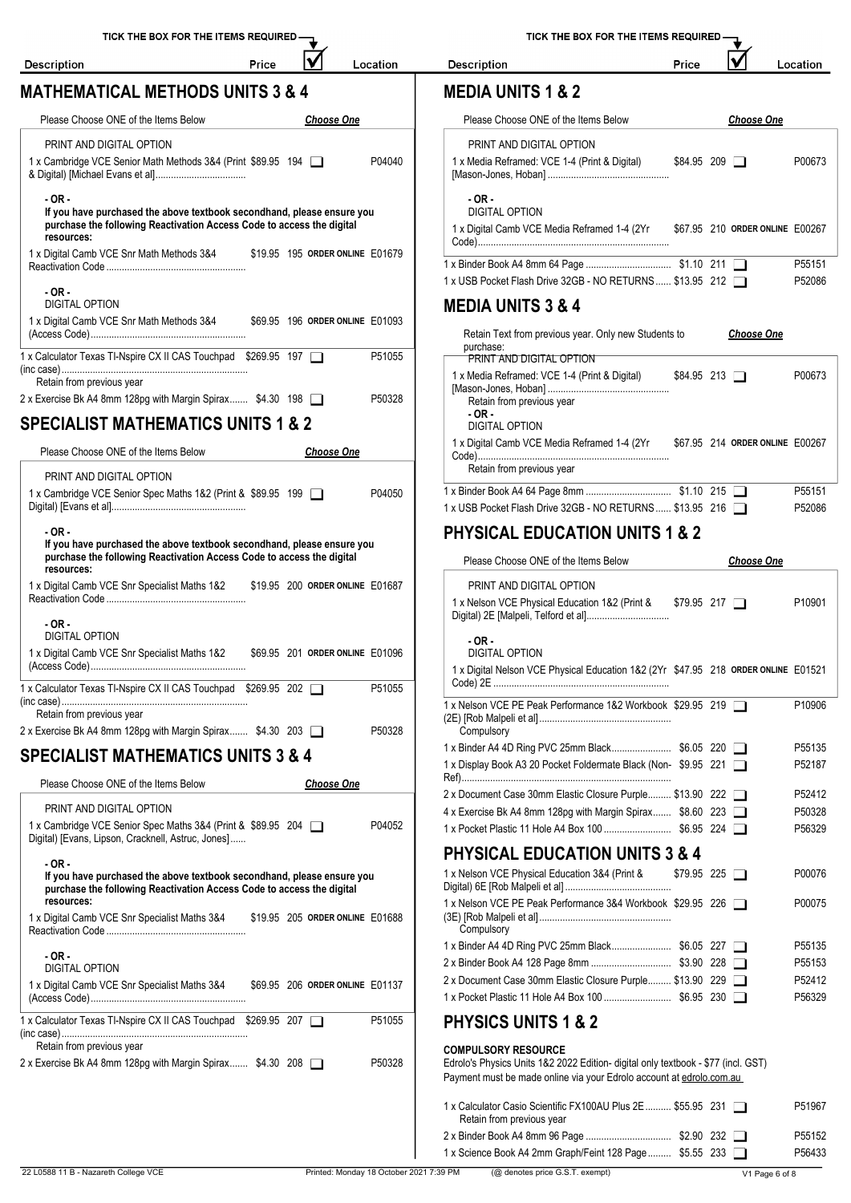## MATHEMATICAL METHODS UNITS 3 & 4

| Description | Price | ☑ | Location |
|---|---|---|---|
| Please Choose ONE of the Items Below | | *Choose One* | |
| PRINT AND DIGITAL OPTION | | | |
| 1 x Cambridge VCE Senior Math Methods 3&4 (Print & Digital) [Michael Evans et al] | $89.95 | 194 ❑ | P04040 |
| **- OR -** **If you have purchased the above textbook secondhand, please ensure you purchase the following Reactivation Access Code to access the digital resources:** | | | |
| 1 x Digital Camb VCE Snr Math Methods 3&4 Reactivation Code | $19.95 | 195 **ORDER ONLINE** | E01679 |
| **- OR -** DIGITAL OPTION | | | |
| 1 x Digital Camb VCE Snr Math Methods 3&4 (Access Code) | $69.95 | 196 **ORDER ONLINE** | E01093 |
| 1 x Calculator Texas TI-Nspire CX II CAS Touchpad (inc case) Retain from previous year | $269.95 | 197 ❑ | P51055 |
| 2 x Exercise Bk A4 8mm 128pg with Margin Spirax | $4.30 | 198 ❑ | P50328 |

## SPECIALIST MATHEMATICS UNITS 1 & 2

| Description | Price | ☑ | Location |
|---|---|---|---|
| Please Choose ONE of the Items Below | | *Choose One* | |
| PRINT AND DIGITAL OPTION | | | |
| 1 x Cambridge VCE Senior Spec Maths 1&2 (Print & Digital) [Evans et al] | $89.95 | 199 ❑ | P04050 |
| **- OR -** **If you have purchased the above textbook secondhand, please ensure you purchase the following Reactivation Access Code to access the digital resources:** | | | |
| 1 x Digital Camb VCE Snr Specialist Maths 1&2 Reactivation Code | $19.95 | 200 **ORDER ONLINE** | E01687 |
| **- OR -** DIGITAL OPTION | | | |
| 1 x Digital Camb VCE Snr Specialist Maths 1&2 (Access Code) | $69.95 | 201 **ORDER ONLINE** | E01096 |
| 1 x Calculator Texas TI-Nspire CX II CAS Touchpad (inc case) Retain from previous year | $269.95 | 202 ❑ | P51055 |
| 2 x Exercise Bk A4 8mm 128pg with Margin Spirax | $4.30 | 203 ❑ | P50328 |

## SPECIALIST MATHEMATICS UNITS 3 & 4

| Description | Price | ☑ | Location |
|---|---|---|---|
| Please Choose ONE of the Items Below | | *Choose One* | |
| PRINT AND DIGITAL OPTION | | | |
| 1 x Cambridge VCE Senior Spec Maths 3&4 (Print & Digital) [Evans, Lipson, Cracknell, Astruc, Jones] | $89.95 | 204 ❑ | P04052 |
| **- OR -** **If you have purchased the above textbook secondhand, please ensure you purchase the following Reactivation Access Code to access the digital resources:** | | | |
| 1 x Digital Camb VCE Snr Specialist Maths 3&4 Reactivation Code | $19.95 | 205 **ORDER ONLINE** | E01688 |
| **- OR -** DIGITAL OPTION | | | |
| 1 x Digital Camb VCE Snr Specialist Maths 3&4 (Access Code) | $69.95 | 206 **ORDER ONLINE** | E01137 |
| 1 x Calculator Texas TI-Nspire CX II CAS Touchpad (inc case) Retain from previous year | $269.95 | 207 ❑ | P51055 |
| 2 x Exercise Bk A4 8mm 128pg with Margin Spirax | $4.30 | 208 ❑ | P50328 |

## MEDIA UNITS 1 & 2

| Description | Price | ☑ | Location |
|---|---|---|---|
| Please Choose ONE of the Items Below | | *Choose One* | |
| PRINT AND DIGITAL OPTION | | | |
| 1 x Media Reframed: VCE 1-4 (Print & Digital) [Mason-Jones, Hoban] | $84.95 | 209 ❑ | P00673 |
| **- OR -** DIGITAL OPTION | | | |
| 1 x Digital Camb VCE Media Reframed 1-4 (2Yr Code) | $67.95 | 210 **ORDER ONLINE** | E00267 |
| 1 x Binder Book A4 8mm 64 Page | $1.10 | 211 ❑ | P55151 |
| 1 x USB Pocket Flash Drive 32GB - NO RETURNS | $13.95 | 212 ❑ | P52086 |

## MEDIA UNITS 3 & 4

| Description | Price | ☑ | Location |
|---|---|---|---|
| Retain Text from previous year. Only new Students to purchase: | | *Choose One* | |
| PRINT AND DIGITAL OPTION | | | |
| 1 x Media Reframed: VCE 1-4 (Print & Digital) [Mason-Jones, Hoban] Retain from previous year | $84.95 | 213 ❑ | P00673 |
| **- OR -** DIGITAL OPTION | | | |
| 1 x Digital Camb VCE Media Reframed 1-4 (2Yr Code) Retain from previous year | $67.95 | 214 **ORDER ONLINE** | E00267 |
| 1 x Binder Book A4 64 Page 8mm | $1.10 | 215 ❑ | P55151 |
| 1 x USB Pocket Flash Drive 32GB - NO RETURNS | $13.95 | 216 ❑ | P52086 |

## PHYSICAL EDUCATION UNITS 1 & 2

| Description | Price | ☑ | Location |
|---|---|---|---|
| Please Choose ONE of the Items Below | | *Choose One* | |
| PRINT AND DIGITAL OPTION | | | |
| 1 x Nelson VCE Physical Education 1&2 (Print & Digital) 2E [Malpeli, Telford et al] | $79.95 | 217 ❑ | P10901 |
| **- OR -** DIGITAL OPTION | | | |
| 1 x Digital Nelson VCE Physical Education 1&2 (2Yr Code) 2E | $47.95 | 218 **ORDER ONLINE** | E01521 |
| 1 x Nelson VCE PE Peak Performance 1&2 Workbook (2E) [Rob Malpeli et al] Compulsory | $29.95 | 219 ❑ | P10906 |
| 1 x Binder A4 4D Ring PVC 25mm Black | $6.05 | 220 ❑ | P55135 |
| 1 x Display Book A3 20 Pocket Foldermate Black (Non-Ref) | $9.95 | 221 ❑ | P52187 |
| 2 x Document Case 30mm Elastic Closure Purple | $13.90 | 222 ❑ | P52412 |
| 4 x Exercise Bk A4 8mm 128pg with Margin Spirax | $8.60 | 223 ❑ | P50328 |
| 1 x Pocket Plastic 11 Hole A4 Box 100 | $6.95 | 224 ❑ | P56329 |

## PHYSICAL EDUCATION UNITS 3 & 4

| Description | Price | ☑ | Location |
|---|---|---|---|
| 1 x Nelson VCE Physical Education 3&4 (Print & Digital) 6E [Rob Malpeli et al] | $79.95 | 225 ❑ | P00076 |
| 1 x Nelson VCE PE Peak Performance 3&4 Workbook (3E) [Rob Malpeli et al] Compulsory | $29.95 | 226 ❑ | P00075 |
| 1 x Binder A4 4D Ring PVC 25mm Black | $6.05 | 227 ❑ | P55135 |
| 2 x Binder Book A4 128 Page 8mm | $3.90 | 228 ❑ | P55153 |
| 2 x Document Case 30mm Elastic Closure Purple | $13.90 | 229 ❑ | P52412 |
| 1 x Pocket Plastic 11 Hole A4 Box 100 | $6.95 | 230 ❑ | P56329 |

## PHYSICS UNITS 1 & 2

**COMPULSORY RESOURCE**
Edrolo's Physics Units 1&2 2022 Edition- digital only textbook - $77 (incl. GST)
Payment must be made online via your Edrolo account at edrolo.com.au

| Description | Price | ☑ | Location |
|---|---|---|---|
| 1 x Calculator Casio Scientific FX100AU Plus 2E Retain from previous year | $55.95 | 231 ❑ | P51967 |
| 2 x Binder Book A4 8mm 96 Page | $2.90 | 232 ❑ | P55152 |
| 1 x Science Book A4 2mm Graph/Feint 128 Page | $5.55 | 233 ❑ | P56433 |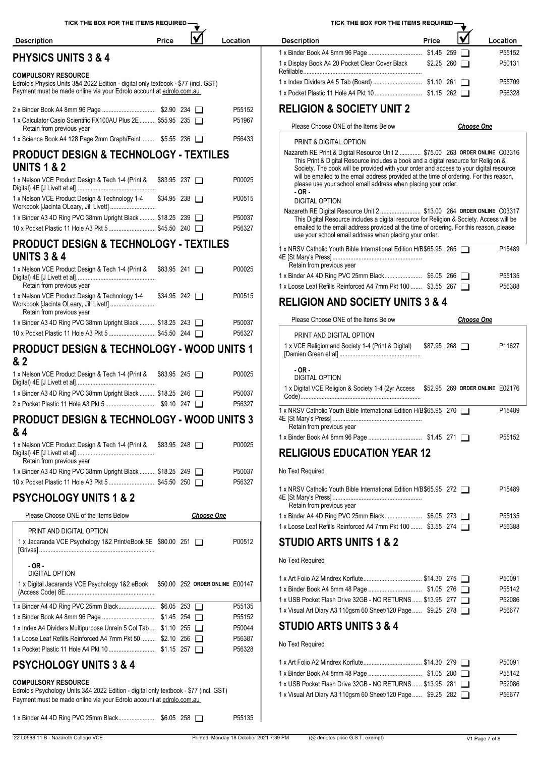## PHYSICS UNITS 3 & 4

**COMPULSORY RESOURCE**
Edrolo's Physics Units 3&4 2022 Edition - digital only textbook - $77 (incl. GST)
Payment must be made online via your Edrolo account at edrolo.com.au

| Description | Price | | Location |
|---|---|---|---|
| 2 x Binder Book A4 8mm 96 Page | $2.90 | 234 ☐ | P55152 |
| 1 x Calculator Casio Scientific FX100AU Plus 2E<br>Retain from previous year | $55.95 | 235 ☐ | P51967 |
| 1 x Science Book A4 128 Page 2mm Graph/Feint | $5.55 | 236 ☐ | P56433 |

## PRODUCT DESIGN & TECHNOLOGY - TEXTILES UNITS 1 & 2

| Description | Price | | Location |
|---|---|---|---|
| 1 x Nelson VCE Product Design & Tech 1-4 (Print & Digital) 4E [J Livett et al] | $83.95 | 237 ☐ | P00025 |
| 1 x Nelson VCE Product Design & Technology 1-4 Workbook [Jacinta OLeary, Jill Livett] | $34.95 | 238 ☐ | P00515 |
| 1 x Binder A3 4D Ring PVC 38mm Upright Black | $18.25 | 239 ☐ | P50037 |
| 10 x Pocket Plastic 11 Hole A3 Pkt 5 | $45.50 | 240 ☐ | P56327 |

## PRODUCT DESIGN & TECHNOLOGY - TEXTILES UNITS 3 & 4

| Description | Price | | Location |
|---|---|---|---|
| 1 x Nelson VCE Product Design & Tech 1-4 (Print & Digital) 4E [J Livett et al]<br>Retain from previous year | $83.95 | 241 ☐ | P00025 |
| 1 x Nelson VCE Product Design & Technology 1-4 Workbook [Jacinta OLeary, Jill Livett]<br>Retain from previous year | $34.95 | 242 ☐ | P00515 |
| 1 x Binder A3 4D Ring PVC 38mm Upright Black | $18.25 | 243 ☐ | P50037 |
| 10 x Pocket Plastic 11 Hole A3 Pkt 5 | $45.50 | 244 ☐ | P56327 |

## PRODUCT DESIGN & TECHNOLOGY - WOOD UNITS 1 & 2

| Description | Price | | Location |
|---|---|---|---|
| 1 x Nelson VCE Product Design & Tech 1-4 (Print & Digital) 4E [J Livett et al] | $83.95 | 245 ☐ | P00025 |
| 1 x Binder A3 4D Ring PVC 38mm Upright Black | $18.25 | 246 ☐ | P50037 |
| 2 x Pocket Plastic 11 Hole A3 Pkt 5 | $9.10 | 247 ☐ | P56327 |

## PRODUCT DESIGN & TECHNOLOGY - WOOD UNITS 3 & 4

| Description | Price | | Location |
|---|---|---|---|
| 1 x Nelson VCE Product Design & Tech 1-4 (Print & Digital) 4E [J Livett et al]<br>Retain from previous year | $83.95 | 248 ☐ | P00025 |
| 1 x Binder A3 4D Ring PVC 38mm Upright Black | $18.25 | 249 ☐ | P50037 |
| 10 x Pocket Plastic 11 Hole A3 Pkt 5 | $45.50 | 250 ☐ | P56327 |

## PSYCHOLOGY UNITS 1 & 2

Please Choose ONE of the Items Below — *Choose One*

PRINT AND DIGITAL OPTION

| Description | Price | | Location |
|---|---|---|---|
| 1 x Jacaranda VCE Psychology 1&2 Print/eBook 8E [Grivas] | $80.00 | 251 ☐ | P00512 |

- OR -
DIGITAL OPTION

| Description | Price | | Location |
|---|---|---|---|
| 1 x Digital Jacaranda VCE Psychology 1&2 eBook (Access Code) 8E | $50.00 | 252 ORDER ONLINE | E00147 |

| Description | Price | | Location |
|---|---|---|---|
| 1 x Binder A4 4D Ring PVC 25mm Black | $6.05 | 253 ☐ | P55135 |
| 1 x Binder Book A4 8mm 96 Page | $1.45 | 254 ☐ | P55152 |
| 1 x Index A4 Dividers Multipurpose Unrein 5 Col Tab | $1.10 | 255 ☐ | P50044 |
| 1 x Loose Leaf Refills Reinforced A4 7mm Pkt 50 | $2.10 | 256 ☐ | P56387 |
| 1 x Pocket Plastic 11 Hole A4 Pkt 10 | $1.15 | 257 ☐ | P56328 |

## PSYCHOLOGY UNITS 3 & 4

**COMPULSORY RESOURCE**
Edrolo's Psychology Units 3&4 2022 Edition - digital only textbook - $77 (incl. GST)
Payment must be made online via your Edrolo account at edrolo.com.au

| Description | Price | | Location |
|---|---|---|---|
| 1 x Binder A4 4D Ring PVC 25mm Black | $6.05 | 258 ☐ | P55135 |
| 1 x Binder Book A4 8mm 96 Page | $1.45 | 259 ☐ | P55152 |
| 1 x Display Book A4 20 Pocket Clear Cover Black Refillable | $2.25 | 260 ☐ | P50131 |
| 1 x Index Dividers A4 5 Tab (Board) | $1.10 | 261 ☐ | P55709 |
| 1 x Pocket Plastic 11 Hole A4 Pkt 10 | $1.15 | 262 ☐ | P56328 |

## RELIGION & SOCIETY UNIT 2

Please Choose ONE of the Items Below — *Choose One*

PRINT & DIGITAL OPTION

| Description | Price | | Location |
|---|---|---|---|
| Nazareth RE Print & Digital Resource Unit 2 | $75.00 | 263 ORDER ONLINE | C03316 |

This Print & Digital Resource includes a book and a digital resource for Religion & Society. The book will be provided with your order and access to your digital resource will be emailed to the email address provided at the time of ordering. For this reason, please use your school email address when placing your order.

- OR -
DIGITAL OPTION

| Description | Price | | Location |
|---|---|---|---|
| Nazareth RE Digital Resource Unit 2 | $13.00 | 264 ORDER ONLINE | C03317 |

This Digital Resource includes a digital resource for Religion & Society. Access will be emailed to the email address provided at the time of ordering. For this reason, please use your school email address when placing your order.

| Description | Price | | Location |
|---|---|---|---|
| 1 x NRSV Catholic Youth Bible International Edition H/B 4E [St Mary's Press]<br>Retain from previous year | $65.95 | 265 ☐ | P15489 |
| 1 x Binder A4 4D Ring PVC 25mm Black | $6.05 | 266 ☐ | P55135 |
| 1 x Loose Leaf Refills Reinforced A4 7mm Pkt 100 | $3.55 | 267 ☐ | P56388 |

## RELIGION AND SOCIETY UNITS 3 & 4

Please Choose ONE of the Items Below — *Choose One*

PRINT AND DIGITAL OPTION

| Description | Price | | Location |
|---|---|---|---|
| 1 x VCE Religion and Society 1-4 (Print & Digital) [Damien Green et al] | $87.95 | 268 ☐ | P11627 |

- OR -
DIGITAL OPTION

| Description | Price | | Location |
|---|---|---|---|
| 1 x Digital VCE Religion & Society 1-4 (2yr Access Code) | $52.95 | 269 ORDER ONLINE | E02176 |

| Description | Price | | Location |
|---|---|---|---|
| 1 x NRSV Catholic Youth Bible International Edition H/B 4E [St Mary's Press]<br>Retain from previous year | $65.95 | 270 ☐ | P15489 |
| 1 x Binder Book A4 8mm 96 Page | $1.45 | 271 ☐ | P55152 |

## RELIGIOUS EDUCATION YEAR 12

No Text Required

| Description | Price | | Location |
|---|---|---|---|
| 1 x NRSV Catholic Youth Bible International Edition H/B 4E [St Mary's Press]<br>Retain from previous year | $65.95 | 272 ☐ | P15489 |
| 1 x Binder A4 4D Ring PVC 25mm Black | $6.05 | 273 ☐ | P55135 |
| 1 x Loose Leaf Refills Reinforced A4 7mm Pkt 100 | $3.55 | 274 ☐ | P56388 |

## STUDIO ARTS UNITS 1 & 2

No Text Required

| Description | Price | | Location |
|---|---|---|---|
| 1 x Art Folio A2 Mindrex Korflute | $14.30 | 275 ☐ | P50091 |
| 1 x Binder Book A4 8mm 48 Page | $1.05 | 276 ☐ | P55142 |
| 1 x USB Pocket Flash Drive 32GB - NO RETURNS | $13.95 | 277 ☐ | P52086 |
| 1 x Visual Art Diary A3 110gsm 60 Sheet/120 Page | $9.25 | 278 ☐ | P56677 |

## STUDIO ARTS UNITS 3 & 4

No Text Required

| Description | Price | | Location |
|---|---|---|---|
| 1 x Art Folio A2 Mindrex Korflute | $14.30 | 279 ☐ | P50091 |
| 1 x Binder Book A4 8mm 48 Page | $1.05 | 280 ☐ | P55142 |
| 1 x USB Pocket Flash Drive 32GB - NO RETURNS | $13.95 | 281 ☐ | P52086 |
| 1 x Visual Art Diary A3 110gsm 60 Sheet/120 Page | $9.25 | 282 ☐ | P56677 |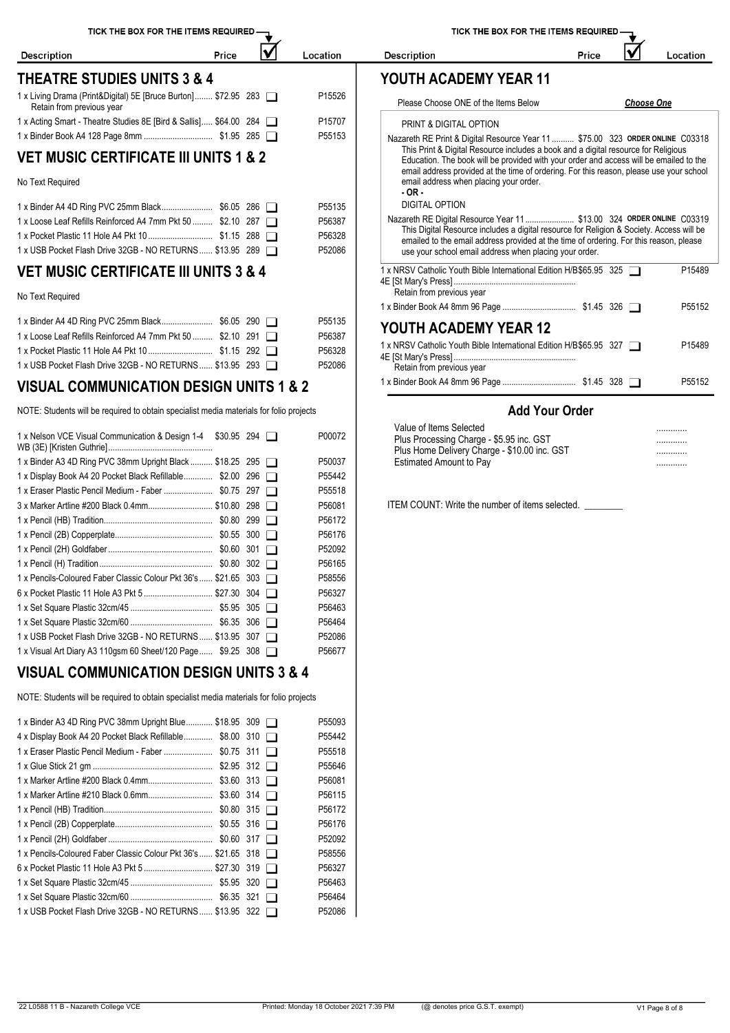| Description | Price | | Location |
|---|---|---|---|

## THEATRE STUDIES UNITS 3 & 4

| Description | Price | | Location |
|---|---|---|---|
| 1 x Living Drama (Print&Digital) 5E [Bruce Burton] Retain from previous year | $72.95 | 283 ❑ | P15526 |
| 1 x Acting Smart - Theatre Studies 8E [Bird & Sallis] | $64.00 | 284 ❑ | P15707 |
| 1 x Binder Book A4 128 Page 8mm | $1.95 | 285 ❑ | P55153 |

## VET MUSIC CERTIFICATE III UNITS 1 & 2

No Text Required

| Description | Price | | Location |
|---|---|---|---|
| 1 x Binder A4 4D Ring PVC 25mm Black | $6.05 | 286 ❑ | P55135 |
| 1 x Loose Leaf Refills Reinforced A4 7mm Pkt 50 | $2.10 | 287 ❑ | P56387 |
| 1 x Pocket Plastic 11 Hole A4 Pkt 10 | $1.15 | 288 ❑ | P56328 |
| 1 x USB Pocket Flash Drive 32GB - NO RETURNS | $13.95 | 289 ❑ | P52086 |

## VET MUSIC CERTIFICATE III UNITS 3 & 4

No Text Required

| Description | Price | | Location |
|---|---|---|---|
| 1 x Binder A4 4D Ring PVC 25mm Black | $6.05 | 290 ❑ | P55135 |
| 1 x Loose Leaf Refills Reinforced A4 7mm Pkt 50 | $2.10 | 291 ❑ | P56387 |
| 1 x Pocket Plastic 11 Hole A4 Pkt 10 | $1.15 | 292 ❑ | P56328 |
| 1 x USB Pocket Flash Drive 32GB - NO RETURNS | $13.95 | 293 ❑ | P52086 |

## VISUAL COMMUNICATION DESIGN UNITS 1 & 2

NOTE: Students will be required to obtain specialist media materials for folio projects

| Description | Price | | Location |
|---|---|---|---|
| 1 x Nelson VCE Visual Communication & Design 1-4 WB (3E) [Kristen Guthrie] | $30.95 | 294 ❑ | P00072 |
| 1 x Binder A3 4D Ring PVC 38mm Upright Black | $18.25 | 295 ❑ | P50037 |
| 1 x Display Book A4 20 Pocket Black Refillable | $2.00 | 296 ❑ | P55442 |
| 1 x Eraser Plastic Pencil Medium - Faber | $0.75 | 297 ❑ | P55518 |
| 3 x Marker Artline #200 Black 0.4mm | $10.80 | 298 ❑ | P56081 |
| 1 x Pencil (HB) Tradition | $0.80 | 299 ❑ | P56172 |
| 1 x Pencil (2B) Copperplate | $0.55 | 300 ❑ | P56176 |
| 1 x Pencil (2H) Goldfaber | $0.60 | 301 ❑ | P52092 |
| 1 x Pencil (H) Tradition | $0.80 | 302 ❑ | P56165 |
| 1 x Pencils-Coloured Faber Classic Colour Pkt 36's | $21.65 | 303 ❑ | P58556 |
| 6 x Pocket Plastic 11 Hole A3 Pkt 5 | $27.30 | 304 ❑ | P56327 |
| 1 x Set Square Plastic 32cm/45 | $5.95 | 305 ❑ | P56463 |
| 1 x Set Square Plastic 32cm/60 | $6.35 | 306 ❑ | P56464 |
| 1 x USB Pocket Flash Drive 32GB - NO RETURNS | $13.95 | 307 ❑ | P52086 |
| 1 x Visual Art Diary A3 110gsm 60 Sheet/120 Page | $9.25 | 308 ❑ | P56677 |

## VISUAL COMMUNICATION DESIGN UNITS 3 & 4

NOTE: Students will be required to obtain specialist media materials for folio projects

| Description | Price | | Location |
|---|---|---|---|
| 1 x Binder A3 4D Ring PVC 38mm Upright Blue | $18.95 | 309 ❑ | P55093 |
| 4 x Display Book A4 20 Pocket Black Refillable | $8.00 | 310 ❑ | P55442 |
| 1 x Eraser Plastic Pencil Medium - Faber | $0.75 | 311 ❑ | P55518 |
| 1 x Glue Stick 21 gm | $2.95 | 312 ❑ | P55646 |
| 1 x Marker Artline #200 Black 0.4mm | $3.60 | 313 ❑ | P56081 |
| 1 x Marker Artline #210 Black 0.6mm | $3.60 | 314 ❑ | P56115 |
| 1 x Pencil (HB) Tradition | $0.80 | 315 ❑ | P56172 |
| 1 x Pencil (2B) Copperplate | $0.55 | 316 ❑ | P56176 |
| 1 x Pencil (2H) Goldfaber | $0.60 | 317 ❑ | P52092 |
| 1 x Pencils-Coloured Faber Classic Colour Pkt 36's | $21.65 | 318 ❑ | P58556 |
| 6 x Pocket Plastic 11 Hole A3 Pkt 5 | $27.30 | 319 ❑ | P56327 |
| 1 x Set Square Plastic 32cm/45 | $5.95 | 320 ❑ | P56463 |
| 1 x Set Square Plastic 32cm/60 | $6.35 | 321 ❑ | P56464 |
| 1 x USB Pocket Flash Drive 32GB - NO RETURNS | $13.95 | 322 ❑ | P52086 |

## YOUTH ACADEMY YEAR 11

Please Choose ONE of the Items Below — ***Choose One***

PRINT & DIGITAL OPTION

Nazareth RE Print & Digital Resource Year 11 .......... $75.00 323 **ORDER ONLINE** C03318
This Print & Digital Resource includes a book and a digital resource for Religious Education. The book will be provided with your order and access will be emailed to the email address provided at the time of ordering. For this reason, please use your school email address when placing your order.

**- OR -**

DIGITAL OPTION

Nazareth RE Digital Resource Year 11 .......... $13.00 324 **ORDER ONLINE** C03319
This Digital Resource includes a digital resource for Religion & Society. Access will be emailed to the email address provided at the time of ordering. For this reason, please use your school email address when placing your order.

| Description | Price | | Location |
|---|---|---|---|
| 1 x NRSV Catholic Youth Bible International Edition H/B 4E [St Mary's Press] Retain from previous year | $65.95 | 325 ❑ | P15489 |
| 1 x Binder Book A4 8mm 96 Page | $1.45 | 326 ❑ | P55152 |

## YOUTH ACADEMY YEAR 12

| Description | Price | | Location |
|---|---|---|---|
| 1 x NRSV Catholic Youth Bible International Edition H/B 4E [St Mary's Press] Retain from previous year | $65.95 | 327 ❑ | P15489 |
| 1 x Binder Book A4 8mm 96 Page | $1.45 | 328 ❑ | P55152 |

## Add Your Order

| | |
|---|---|
| Value of Items Selected | ............ |
| Plus Processing Charge - $5.95 inc. GST | ............ |
| Plus Home Delivery Charge - $10.00 inc. GST | ............ |
| Estimated Amount to Pay | ............ |

ITEM COUNT: Write the number of items selected. ________

(@ denotes price G.S.T. exempt)